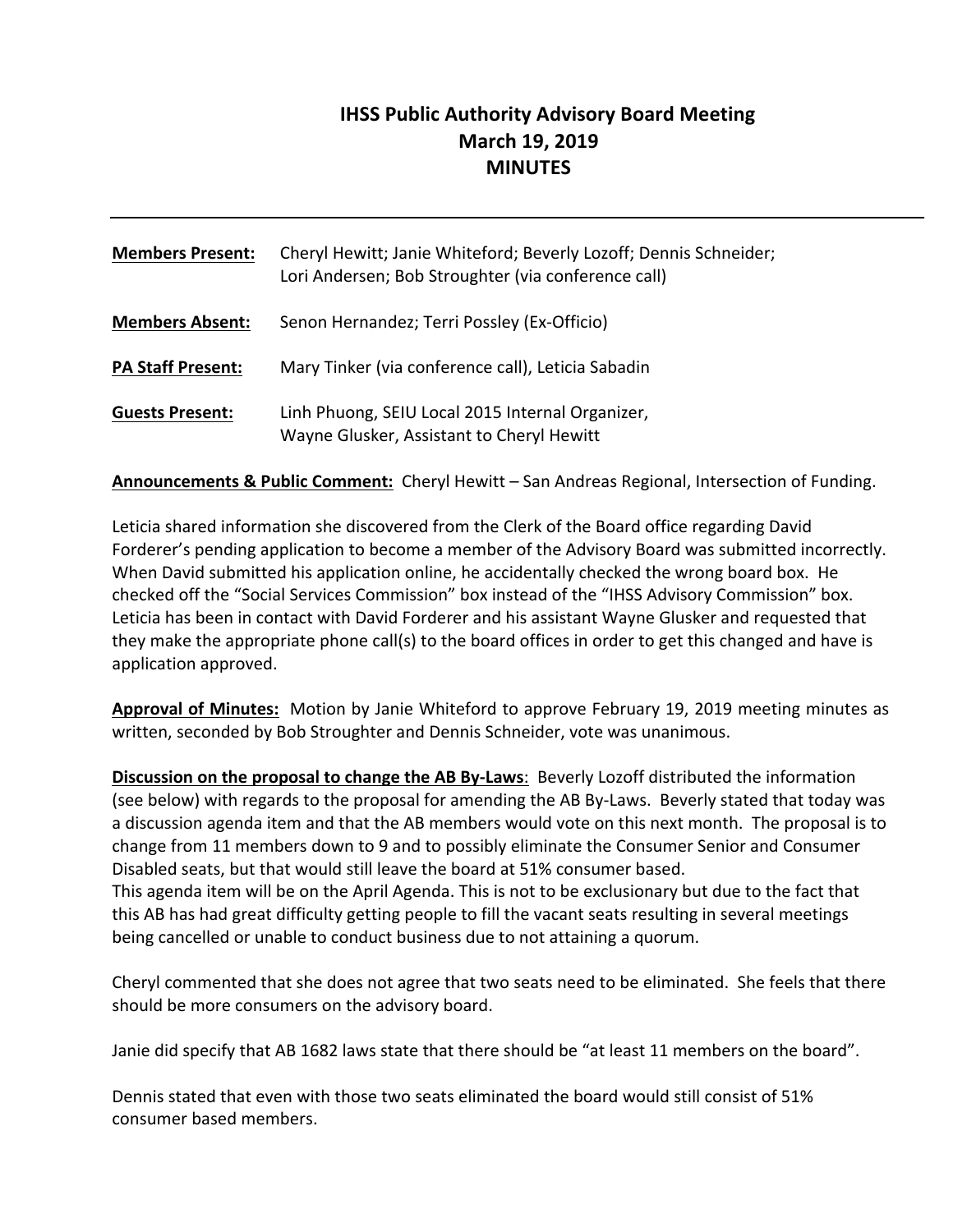# IHSS Public Authority Advisory Board Meeting
## March 19, 2019
## MINUTES

---

**Members Present:** Cheryl Hewitt; Janie Whiteford; Beverly Lozoff; Dennis Schneider; Lori Andersen; Bob Stroughter (via conference call)

**Members Absent:** Senon Hernandez; Terri Possley (Ex-Officio)

**PA Staff Present:** Mary Tinker (via conference call), Leticia Sabadin

**Guests Present:** Linh Phuong, SEIU Local 2015 Internal Organizer, Wayne Glusker, Assistant to Cheryl Hewitt

**Announcements & Public Comment:** Cheryl Hewitt – San Andreas Regional, Intersection of Funding.

Leticia shared information she discovered from the Clerk of the Board office regarding David Forderer's pending application to become a member of the Advisory Board was submitted incorrectly. When David submitted his application online, he accidentally checked the wrong board box. He checked off the "Social Services Commission" box instead of the "IHSS Advisory Commission" box. Leticia has been in contact with David Forderer and his assistant Wayne Glusker and requested that they make the appropriate phone call(s) to the board offices in order to get this changed and have is application approved.

**Approval of Minutes:** Motion by Janie Whiteford to approve February 19, 2019 meeting minutes as written, seconded by Bob Stroughter and Dennis Schneider, vote was unanimous.

**Discussion on the proposal to change the AB By-Laws**: Beverly Lozoff distributed the information (see below) with regards to the proposal for amending the AB By-Laws. Beverly stated that today was a discussion agenda item and that the AB members would vote on this next month. The proposal is to change from 11 members down to 9 and to possibly eliminate the Consumer Senior and Consumer Disabled seats, but that would still leave the board at 51% consumer based.
This agenda item will be on the April Agenda. This is not to be exclusionary but due to the fact that this AB has had great difficulty getting people to fill the vacant seats resulting in several meetings being cancelled or unable to conduct business due to not attaining a quorum.

Cheryl commented that she does not agree that two seats need to be eliminated. She feels that there should be more consumers on the advisory board.

Janie did specify that AB 1682 laws state that there should be "at least 11 members on the board".

Dennis stated that even with those two seats eliminated the board would still consist of 51% consumer based members.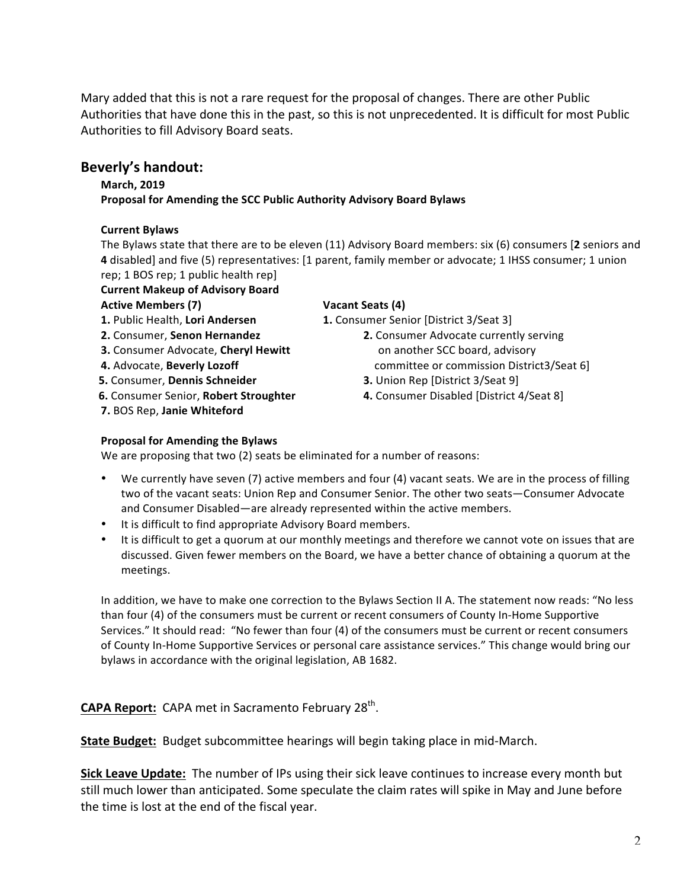Mary added that this is not a rare request for the proposal of changes. There are other Public Authorities that have done this in the past, so this is not unprecedented. It is difficult for most Public Authorities to fill Advisory Board seats.

## Beverly's handout:

**March, 2019**
**Proposal for Amending the SCC Public Authority Advisory Board Bylaws**

**Current Bylaws**
The Bylaws state that there are to be eleven (11) Advisory Board members: six (6) consumers [**2** seniors and **4** disabled] and five (5) representatives: [1 parent, family member or advocate; 1 IHSS consumer; 1 union rep; 1 BOS rep; 1 public health rep]

**Current Makeup of Advisory Board**

**Active Members (7)**
1. Public Health, **Lori Andersen**
2. Consumer, **Senon Hernandez**
3. Consumer Advocate, **Cheryl Hewitt**
4. Advocate, **Beverly Lozoff**
5. Consumer, **Dennis Schneider**
6. Consumer Senior, **Robert Stroughter**
7. BOS Rep, **Janie Whiteford**

**Vacant Seats (4)**
1. Consumer Senior [District 3/Seat 3]
2. Consumer Advocate currently serving on another SCC board, advisory committee or commission District3/Seat 6]
3. Union Rep [District 3/Seat 9]
4. Consumer Disabled [District 4/Seat 8]

**Proposal for Amending the Bylaws**
We are proposing that two (2) seats be eliminated for a number of reasons:

- We currently have seven (7) active members and four (4) vacant seats. We are in the process of filling two of the vacant seats: Union Rep and Consumer Senior. The other two seats—Consumer Advocate and Consumer Disabled—are already represented within the active members.
- It is difficult to find appropriate Advisory Board members.
- It is difficult to get a quorum at our monthly meetings and therefore we cannot vote on issues that are discussed. Given fewer members on the Board, we have a better chance of obtaining a quorum at the meetings.

In addition, we have to make one correction to the Bylaws Section II A. The statement now reads: "No less than four (4) of the consumers must be current or recent consumers of County In-Home Supportive Services." It should read: "No fewer than four (4) of the consumers must be current or recent consumers of County In-Home Supportive Services or personal care assistance services." This change would bring our bylaws in accordance with the original legislation, AB 1682.

**CAPA Report:** CAPA met in Sacramento February 28th.

**State Budget:** Budget subcommittee hearings will begin taking place in mid-March.

**Sick Leave Update:** The number of IPs using their sick leave continues to increase every month but still much lower than anticipated. Some speculate the claim rates will spike in May and June before the time is lost at the end of the fiscal year.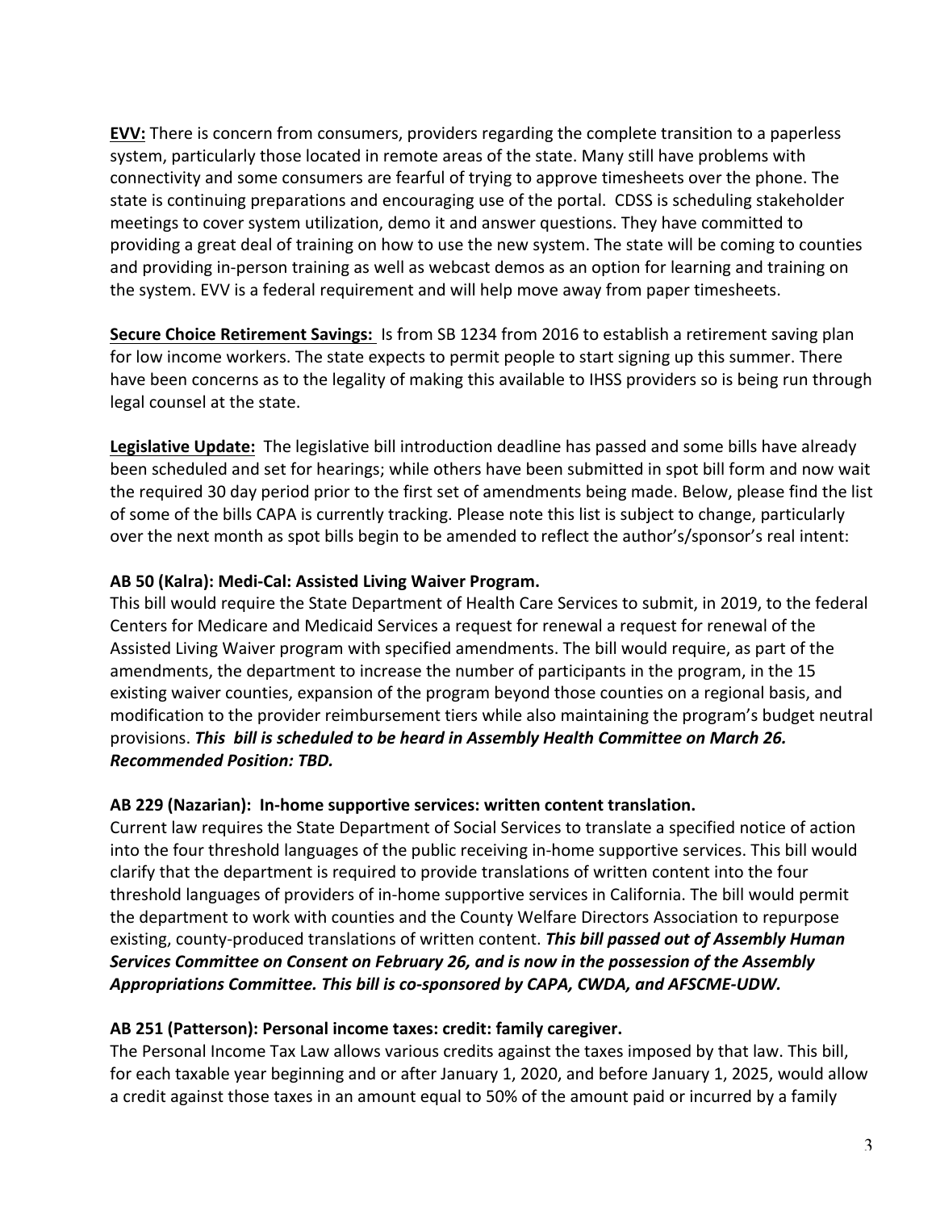**EVV:** There is concern from consumers, providers regarding the complete transition to a paperless system, particularly those located in remote areas of the state. Many still have problems with connectivity and some consumers are fearful of trying to approve timesheets over the phone. The state is continuing preparations and encouraging use of the portal. CDSS is scheduling stakeholder meetings to cover system utilization, demo it and answer questions. They have committed to providing a great deal of training on how to use the new system. The state will be coming to counties and providing in-person training as well as webcast demos as an option for learning and training on the system. EVV is a federal requirement and will help move away from paper timesheets.

**Secure Choice Retirement Savings:** Is from SB 1234 from 2016 to establish a retirement saving plan for low income workers. The state expects to permit people to start signing up this summer. There have been concerns as to the legality of making this available to IHSS providers so is being run through legal counsel at the state.

**Legislative Update:** The legislative bill introduction deadline has passed and some bills have already been scheduled and set for hearings; while others have been submitted in spot bill form and now wait the required 30 day period prior to the first set of amendments being made. Below, please find the list of some of the bills CAPA is currently tracking. Please note this list is subject to change, particularly over the next month as spot bills begin to be amended to reflect the author's/sponsor's real intent:

**AB 50 (Kalra): Medi-Cal: Assisted Living Waiver Program.**

This bill would require the State Department of Health Care Services to submit, in 2019, to the federal Centers for Medicare and Medicaid Services a request for renewal a request for renewal of the Assisted Living Waiver program with specified amendments. The bill would require, as part of the amendments, the department to increase the number of participants in the program, in the 15 existing waiver counties, expansion of the program beyond those counties on a regional basis, and modification to the provider reimbursement tiers while also maintaining the program's budget neutral provisions. ***This bill is scheduled to be heard in Assembly Health Committee on March 26. Recommended Position: TBD.***

**AB 229 (Nazarian): In-home supportive services: written content translation.**

Current law requires the State Department of Social Services to translate a specified notice of action into the four threshold languages of the public receiving in-home supportive services. This bill would clarify that the department is required to provide translations of written content into the four threshold languages of providers of in-home supportive services in California. The bill would permit the department to work with counties and the County Welfare Directors Association to repurpose existing, county-produced translations of written content. ***This bill passed out of Assembly Human Services Committee on Consent on February 26, and is now in the possession of the Assembly Appropriations Committee. This bill is co-sponsored by CAPA, CWDA, and AFSCME-UDW.***

**AB 251 (Patterson): Personal income taxes: credit: family caregiver.**

The Personal Income Tax Law allows various credits against the taxes imposed by that law. This bill, for each taxable year beginning and or after January 1, 2020, and before January 1, 2025, would allow a credit against those taxes in an amount equal to 50% of the amount paid or incurred by a family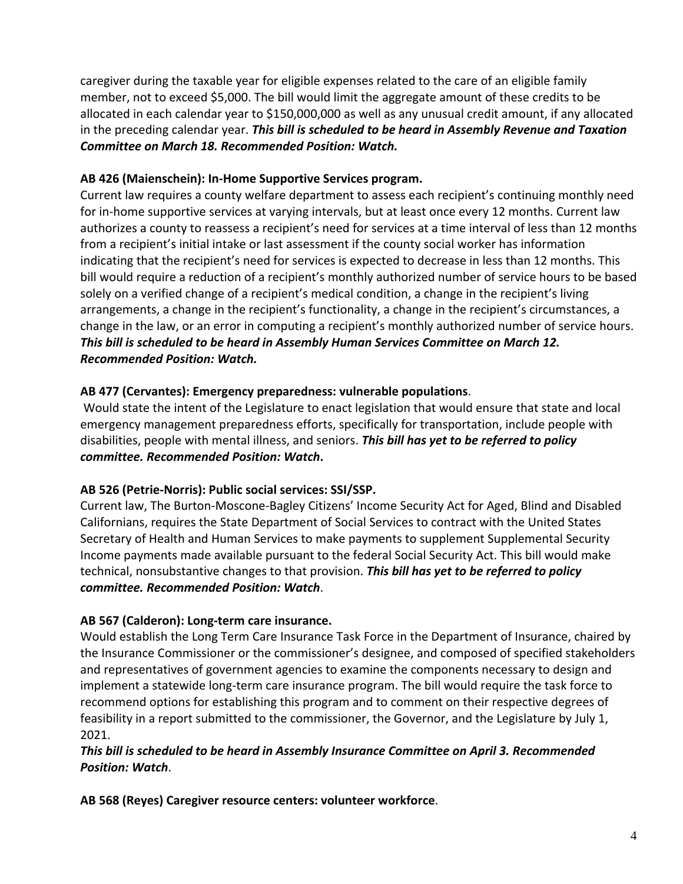caregiver during the taxable year for eligible expenses related to the care of an eligible family member, not to exceed $5,000. The bill would limit the aggregate amount of these credits to be allocated in each calendar year to $150,000,000 as well as any unusual credit amount, if any allocated in the preceding calendar year. ***This bill is scheduled to be heard in Assembly Revenue and Taxation Committee on March 18. Recommended Position: Watch.***

**AB 426 (Maienschein): In-Home Supportive Services program.**

Current law requires a county welfare department to assess each recipient's continuing monthly need for in-home supportive services at varying intervals, but at least once every 12 months. Current law authorizes a county to reassess a recipient's need for services at a time interval of less than 12 months from a recipient's initial intake or last assessment if the county social worker has information indicating that the recipient's need for services is expected to decrease in less than 12 months. This bill would require a reduction of a recipient's monthly authorized number of service hours to be based solely on a verified change of a recipient's medical condition, a change in the recipient's living arrangements, a change in the recipient's functionality, a change in the recipient's circumstances, a change in the law, or an error in computing a recipient's monthly authorized number of service hours. ***This bill is scheduled to be heard in Assembly Human Services Committee on March 12. Recommended Position: Watch.***

**AB 477 (Cervantes): Emergency preparedness: vulnerable populations**.

Would state the intent of the Legislature to enact legislation that would ensure that state and local emergency management preparedness efforts, specifically for transportation, include people with disabilities, people with mental illness, and seniors. ***This bill has yet to be referred to policy committee. Recommended Position: Watch*****.**

**AB 526 (Petrie-Norris): Public social services: SSI/SSP.**

Current law, The Burton-Moscone-Bagley Citizens' Income Security Act for Aged, Blind and Disabled Californians, requires the State Department of Social Services to contract with the United States Secretary of Health and Human Services to make payments to supplement Supplemental Security Income payments made available pursuant to the federal Social Security Act. This bill would make technical, nonsubstantive changes to that provision. ***This bill has yet to be referred to policy committee. Recommended Position: Watch***.

**AB 567 (Calderon): Long-term care insurance.**

Would establish the Long Term Care Insurance Task Force in the Department of Insurance, chaired by the Insurance Commissioner or the commissioner's designee, and composed of specified stakeholders and representatives of government agencies to examine the components necessary to design and implement a statewide long-term care insurance program. The bill would require the task force to recommend options for establishing this program and to comment on their respective degrees of feasibility in a report submitted to the commissioner, the Governor, and the Legislature by July 1, 2021.

***This bill is scheduled to be heard in Assembly Insurance Committee on April 3. Recommended Position: Watch***.

**AB 568 (Reyes) Caregiver resource centers: volunteer workforce**.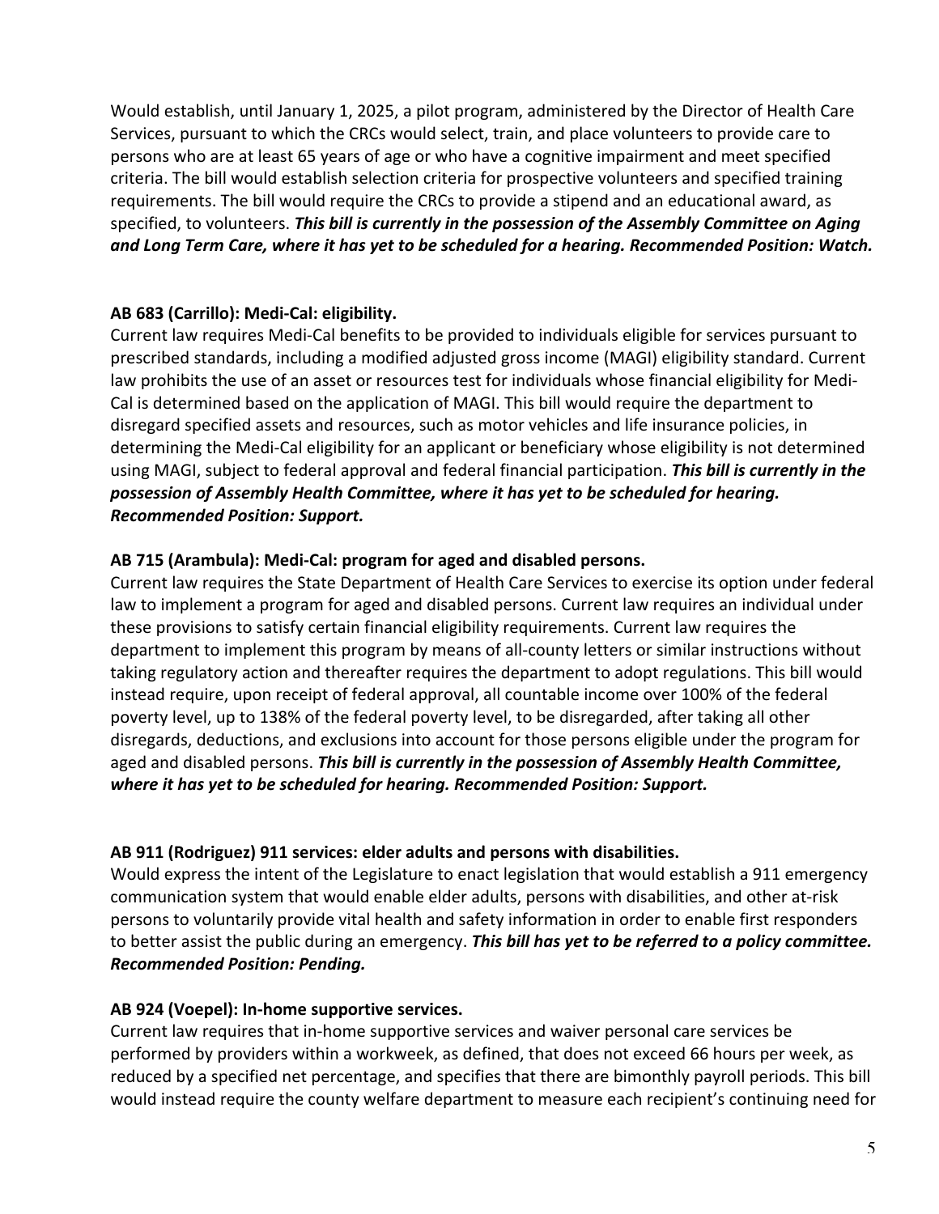Would establish, until January 1, 2025, a pilot program, administered by the Director of Health Care Services, pursuant to which the CRCs would select, train, and place volunteers to provide care to persons who are at least 65 years of age or who have a cognitive impairment and meet specified criteria. The bill would establish selection criteria for prospective volunteers and specified training requirements. The bill would require the CRCs to provide a stipend and an educational award, as specified, to volunteers. ***This bill is currently in the possession of the Assembly Committee on Aging and Long Term Care, where it has yet to be scheduled for a hearing. Recommended Position: Watch.***

**AB 683 (Carrillo): Medi-Cal: eligibility.**
Current law requires Medi-Cal benefits to be provided to individuals eligible for services pursuant to prescribed standards, including a modified adjusted gross income (MAGI) eligibility standard. Current law prohibits the use of an asset or resources test for individuals whose financial eligibility for Medi-Cal is determined based on the application of MAGI. This bill would require the department to disregard specified assets and resources, such as motor vehicles and life insurance policies, in determining the Medi-Cal eligibility for an applicant or beneficiary whose eligibility is not determined using MAGI, subject to federal approval and federal financial participation. ***This bill is currently in the possession of Assembly Health Committee, where it has yet to be scheduled for hearing. Recommended Position: Support.***

**AB 715 (Arambula): Medi-Cal: program for aged and disabled persons.**
Current law requires the State Department of Health Care Services to exercise its option under federal law to implement a program for aged and disabled persons. Current law requires an individual under these provisions to satisfy certain financial eligibility requirements. Current law requires the department to implement this program by means of all-county letters or similar instructions without taking regulatory action and thereafter requires the department to adopt regulations. This bill would instead require, upon receipt of federal approval, all countable income over 100% of the federal poverty level, up to 138% of the federal poverty level, to be disregarded, after taking all other disregards, deductions, and exclusions into account for those persons eligible under the program for aged and disabled persons. ***This bill is currently in the possession of Assembly Health Committee, where it has yet to be scheduled for hearing. Recommended Position: Support.***

**AB 911 (Rodriguez) 911 services: elder adults and persons with disabilities.**
Would express the intent of the Legislature to enact legislation that would establish a 911 emergency communication system that would enable elder adults, persons with disabilities, and other at-risk persons to voluntarily provide vital health and safety information in order to enable first responders to better assist the public during an emergency. ***This bill has yet to be referred to a policy committee. Recommended Position: Pending.***

**AB 924 (Voepel): In-home supportive services.**
Current law requires that in-home supportive services and waiver personal care services be performed by providers within a workweek, as defined, that does not exceed 66 hours per week, as reduced by a specified net percentage, and specifies that there are bimonthly payroll periods. This bill would instead require the county welfare department to measure each recipient's continuing need for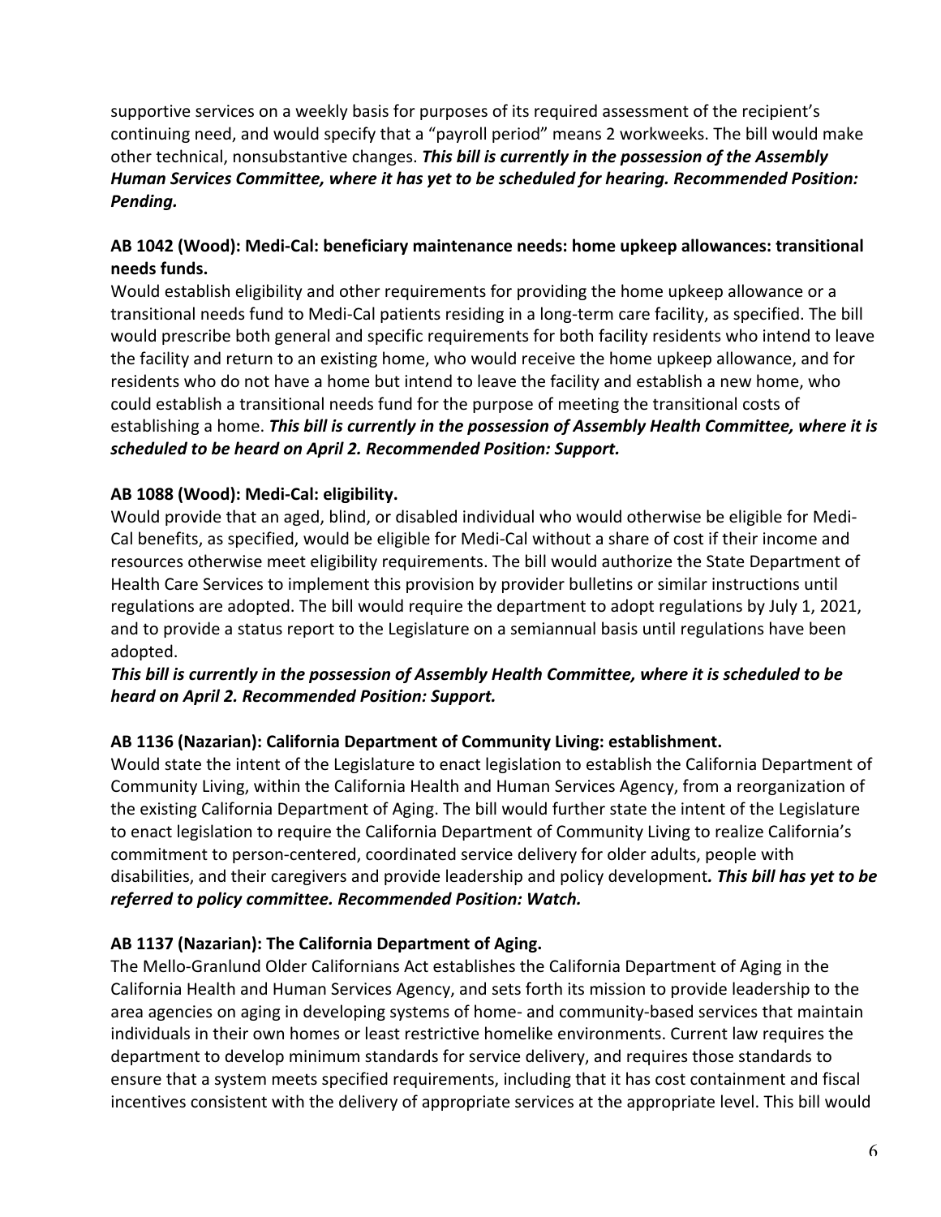supportive services on a weekly basis for purposes of its required assessment of the recipient's continuing need, and would specify that a "payroll period" means 2 workweeks. The bill would make other technical, nonsubstantive changes. ***This bill is currently in the possession of the Assembly Human Services Committee, where it has yet to be scheduled for hearing. Recommended Position: Pending.***

**AB 1042 (Wood): Medi-Cal: beneficiary maintenance needs: home upkeep allowances: transitional needs funds.**

Would establish eligibility and other requirements for providing the home upkeep allowance or a transitional needs fund to Medi-Cal patients residing in a long-term care facility, as specified. The bill would prescribe both general and specific requirements for both facility residents who intend to leave the facility and return to an existing home, who would receive the home upkeep allowance, and for residents who do not have a home but intend to leave the facility and establish a new home, who could establish a transitional needs fund for the purpose of meeting the transitional costs of establishing a home. ***This bill is currently in the possession of Assembly Health Committee, where it is scheduled to be heard on April 2. Recommended Position: Support.***

**AB 1088 (Wood): Medi-Cal: eligibility.**

Would provide that an aged, blind, or disabled individual who would otherwise be eligible for Medi-Cal benefits, as specified, would be eligible for Medi-Cal without a share of cost if their income and resources otherwise meet eligibility requirements. The bill would authorize the State Department of Health Care Services to implement this provision by provider bulletins or similar instructions until regulations are adopted. The bill would require the department to adopt regulations by July 1, 2021, and to provide a status report to the Legislature on a semiannual basis until regulations have been adopted.

***This bill is currently in the possession of Assembly Health Committee, where it is scheduled to be heard on April 2. Recommended Position: Support.***

**AB 1136 (Nazarian): California Department of Community Living: establishment.**

Would state the intent of the Legislature to enact legislation to establish the California Department of Community Living, within the California Health and Human Services Agency, from a reorganization of the existing California Department of Aging. The bill would further state the intent of the Legislature to enact legislation to require the California Department of Community Living to realize California's commitment to person-centered, coordinated service delivery for older adults, people with disabilities, and their caregivers and provide leadership and policy development***. This bill has yet to be referred to policy committee. Recommended Position: Watch.***

**AB 1137 (Nazarian): The California Department of Aging.**

The Mello-Granlund Older Californians Act establishes the California Department of Aging in the California Health and Human Services Agency, and sets forth its mission to provide leadership to the area agencies on aging in developing systems of home- and community-based services that maintain individuals in their own homes or least restrictive homelike environments. Current law requires the department to develop minimum standards for service delivery, and requires those standards to ensure that a system meets specified requirements, including that it has cost containment and fiscal incentives consistent with the delivery of appropriate services at the appropriate level. This bill would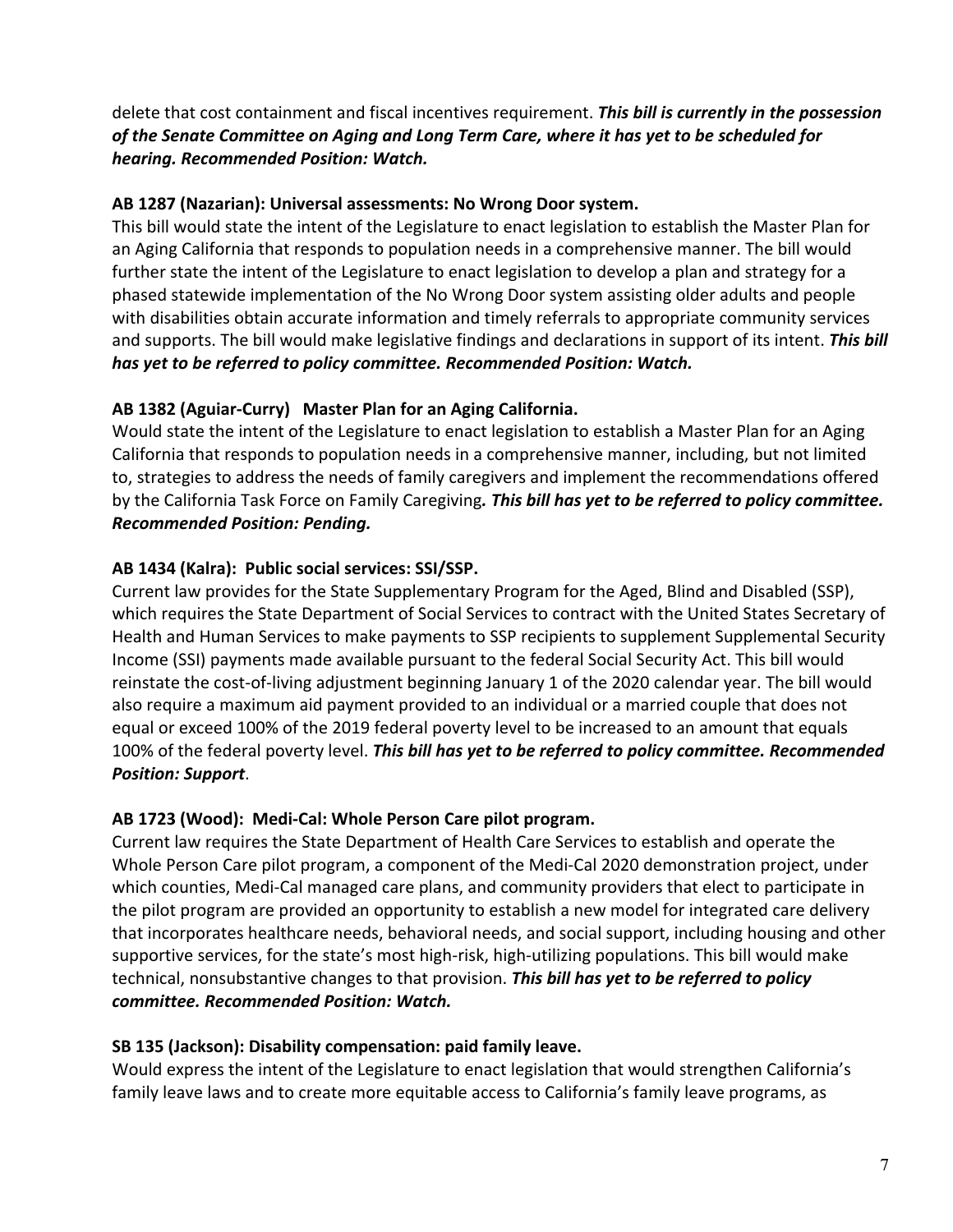delete that cost containment and fiscal incentives requirement. ***This bill is currently in the possession of the Senate Committee on Aging and Long Term Care, where it has yet to be scheduled for hearing. Recommended Position: Watch.***

**AB 1287 (Nazarian): Universal assessments: No Wrong Door system.**
This bill would state the intent of the Legislature to enact legislation to establish the Master Plan for an Aging California that responds to population needs in a comprehensive manner. The bill would further state the intent of the Legislature to enact legislation to develop a plan and strategy for a phased statewide implementation of the No Wrong Door system assisting older adults and people with disabilities obtain accurate information and timely referrals to appropriate community services and supports. The bill would make legislative findings and declarations in support of its intent. ***This bill has yet to be referred to policy committee. Recommended Position: Watch.***

**AB 1382 (Aguiar-Curry) Master Plan for an Aging California.**
Would state the intent of the Legislature to enact legislation to establish a Master Plan for an Aging California that responds to population needs in a comprehensive manner, including, but not limited to, strategies to address the needs of family caregivers and implement the recommendations offered by the California Task Force on Family Caregiving***. This bill has yet to be referred to policy committee. Recommended Position: Pending.***

**AB 1434 (Kalra): Public social services: SSI/SSP.**
Current law provides for the State Supplementary Program for the Aged, Blind and Disabled (SSP), which requires the State Department of Social Services to contract with the United States Secretary of Health and Human Services to make payments to SSP recipients to supplement Supplemental Security Income (SSI) payments made available pursuant to the federal Social Security Act. This bill would reinstate the cost-of-living adjustment beginning January 1 of the 2020 calendar year. The bill would also require a maximum aid payment provided to an individual or a married couple that does not equal or exceed 100% of the 2019 federal poverty level to be increased to an amount that equals 100% of the federal poverty level. ***This bill has yet to be referred to policy committee. Recommended Position: Support***.

**AB 1723 (Wood): Medi-Cal: Whole Person Care pilot program.**
Current law requires the State Department of Health Care Services to establish and operate the Whole Person Care pilot program, a component of the Medi-Cal 2020 demonstration project, under which counties, Medi-Cal managed care plans, and community providers that elect to participate in the pilot program are provided an opportunity to establish a new model for integrated care delivery that incorporates healthcare needs, behavioral needs, and social support, including housing and other supportive services, for the state's most high-risk, high-utilizing populations. This bill would make technical, nonsubstantive changes to that provision. ***This bill has yet to be referred to policy committee. Recommended Position: Watch.***

**SB 135 (Jackson): Disability compensation: paid family leave.**
Would express the intent of the Legislature to enact legislation that would strengthen California's family leave laws and to create more equitable access to California's family leave programs, as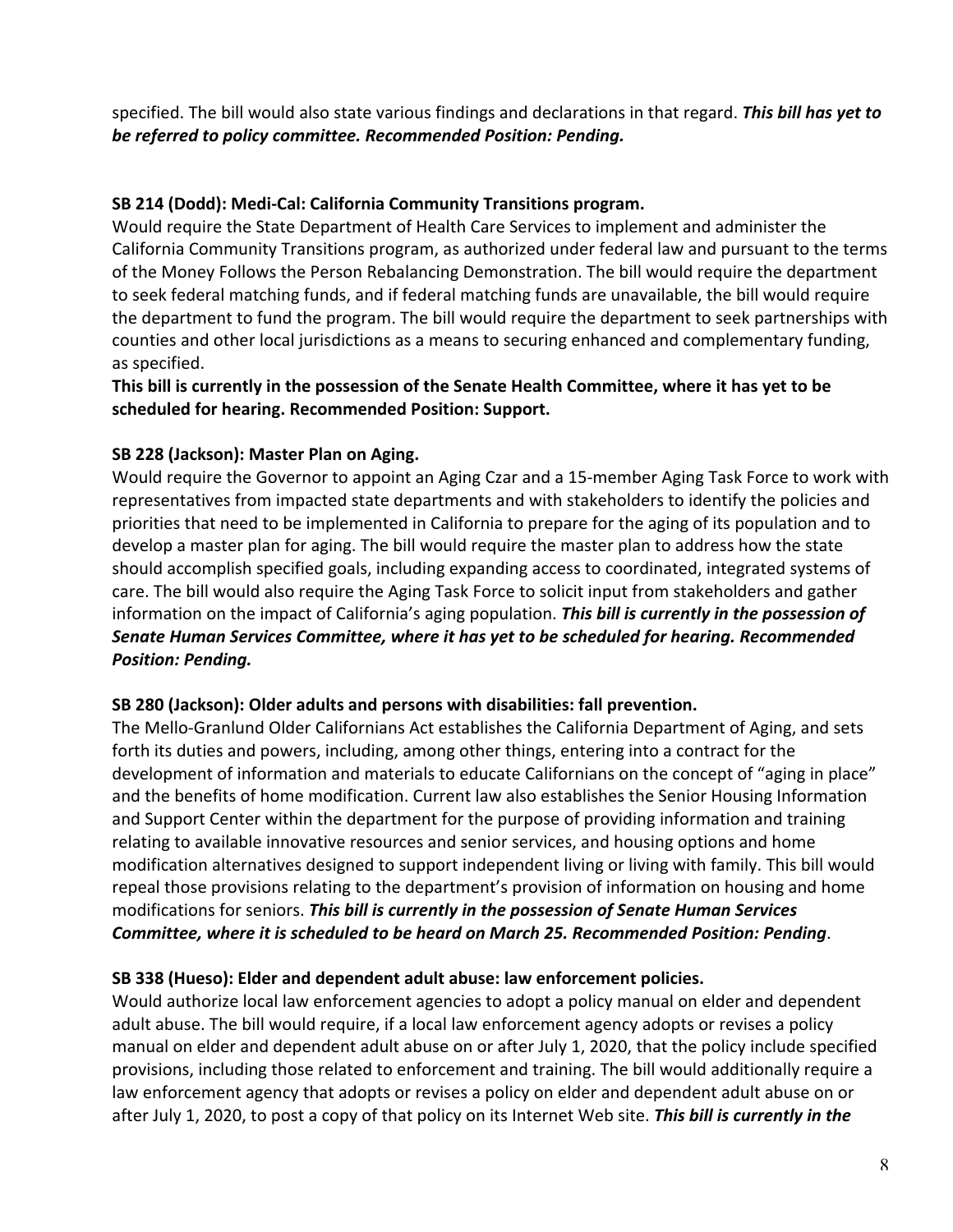specified. The bill would also state various findings and declarations in that regard. ***This bill has yet to be referred to policy committee. Recommended Position: Pending.***

**SB 214 (Dodd): Medi-Cal: California Community Transitions program.**
Would require the State Department of Health Care Services to implement and administer the California Community Transitions program, as authorized under federal law and pursuant to the terms of the Money Follows the Person Rebalancing Demonstration. The bill would require the department to seek federal matching funds, and if federal matching funds are unavailable, the bill would require the department to fund the program. The bill would require the department to seek partnerships with counties and other local jurisdictions as a means to securing enhanced and complementary funding, as specified.
**This bill is currently in the possession of the Senate Health Committee, where it has yet to be scheduled for hearing. Recommended Position: Support.**

**SB 228 (Jackson): Master Plan on Aging.**
Would require the Governor to appoint an Aging Czar and a 15-member Aging Task Force to work with representatives from impacted state departments and with stakeholders to identify the policies and priorities that need to be implemented in California to prepare for the aging of its population and to develop a master plan for aging. The bill would require the master plan to address how the state should accomplish specified goals, including expanding access to coordinated, integrated systems of care. The bill would also require the Aging Task Force to solicit input from stakeholders and gather information on the impact of California's aging population. ***This bill is currently in the possession of Senate Human Services Committee, where it has yet to be scheduled for hearing. Recommended Position: Pending.***

**SB 280 (Jackson): Older adults and persons with disabilities: fall prevention.**
The Mello-Granlund Older Californians Act establishes the California Department of Aging, and sets forth its duties and powers, including, among other things, entering into a contract for the development of information and materials to educate Californians on the concept of "aging in place" and the benefits of home modification. Current law also establishes the Senior Housing Information and Support Center within the department for the purpose of providing information and training relating to available innovative resources and senior services, and housing options and home modification alternatives designed to support independent living or living with family. This bill would repeal those provisions relating to the department's provision of information on housing and home modifications for seniors. ***This bill is currently in the possession of Senate Human Services Committee, where it is scheduled to be heard on March 25. Recommended Position: Pending***.

**SB 338 (Hueso): Elder and dependent adult abuse: law enforcement policies.**
Would authorize local law enforcement agencies to adopt a policy manual on elder and dependent adult abuse. The bill would require, if a local law enforcement agency adopts or revises a policy manual on elder and dependent adult abuse on or after July 1, 2020, that the policy include specified provisions, including those related to enforcement and training. The bill would additionally require a law enforcement agency that adopts or revises a policy on elder and dependent adult abuse on or after July 1, 2020, to post a copy of that policy on its Internet Web site. ***This bill is currently in the***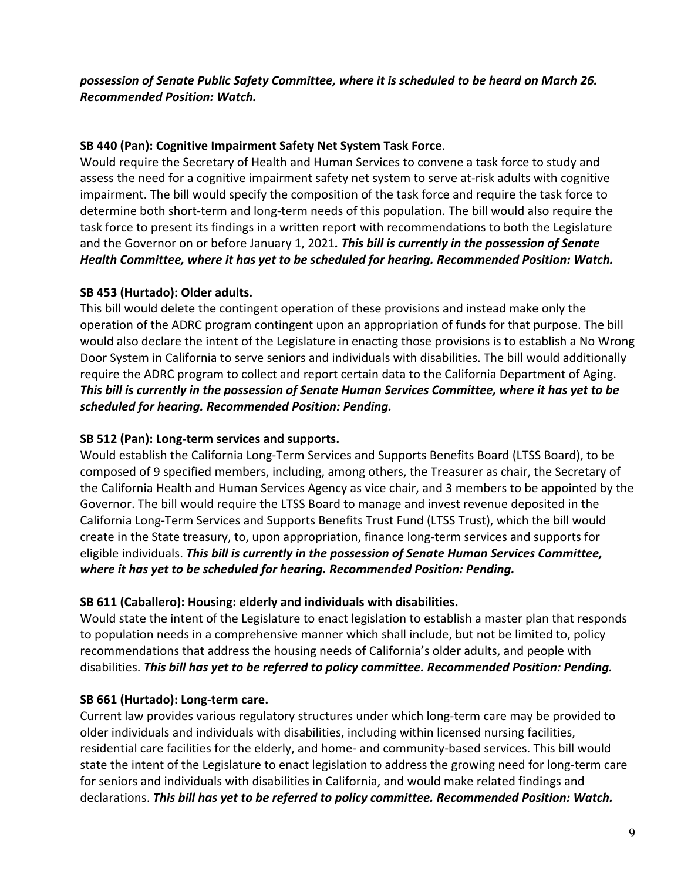***possession of Senate Public Safety Committee, where it is scheduled to be heard on March 26. Recommended Position: Watch.***

**SB 440 (Pan): Cognitive Impairment Safety Net System Task Force**.
Would require the Secretary of Health and Human Services to convene a task force to study and assess the need for a cognitive impairment safety net system to serve at-risk adults with cognitive impairment. The bill would specify the composition of the task force and require the task force to determine both short-term and long-term needs of this population. The bill would also require the task force to present its findings in a written report with recommendations to both the Legislature and the Governor on or before January 1, 2021***. This bill is currently in the possession of Senate Health Committee, where it has yet to be scheduled for hearing. Recommended Position: Watch.***

**SB 453 (Hurtado): Older adults.**
This bill would delete the contingent operation of these provisions and instead make only the operation of the ADRC program contingent upon an appropriation of funds for that purpose. The bill would also declare the intent of the Legislature in enacting those provisions is to establish a No Wrong Door System in California to serve seniors and individuals with disabilities. The bill would additionally require the ADRC program to collect and report certain data to the California Department of Aging. ***This bill is currently in the possession of Senate Human Services Committee, where it has yet to be scheduled for hearing. Recommended Position: Pending.***

**SB 512 (Pan): Long-term services and supports.**
Would establish the California Long-Term Services and Supports Benefits Board (LTSS Board), to be composed of 9 specified members, including, among others, the Treasurer as chair, the Secretary of the California Health and Human Services Agency as vice chair, and 3 members to be appointed by the Governor. The bill would require the LTSS Board to manage and invest revenue deposited in the California Long-Term Services and Supports Benefits Trust Fund (LTSS Trust), which the bill would create in the State treasury, to, upon appropriation, finance long-term services and supports for eligible individuals. ***This bill is currently in the possession of Senate Human Services Committee, where it has yet to be scheduled for hearing. Recommended Position: Pending.***

**SB 611 (Caballero): Housing: elderly and individuals with disabilities.**
Would state the intent of the Legislature to enact legislation to establish a master plan that responds to population needs in a comprehensive manner which shall include, but not be limited to, policy recommendations that address the housing needs of California's older adults, and people with disabilities. ***This bill has yet to be referred to policy committee. Recommended Position: Pending.***

**SB 661 (Hurtado): Long-term care.**
Current law provides various regulatory structures under which long-term care may be provided to older individuals and individuals with disabilities, including within licensed nursing facilities, residential care facilities for the elderly, and home- and community-based services. This bill would state the intent of the Legislature to enact legislation to address the growing need for long-term care for seniors and individuals with disabilities in California, and would make related findings and declarations. ***This bill has yet to be referred to policy committee. Recommended Position: Watch.***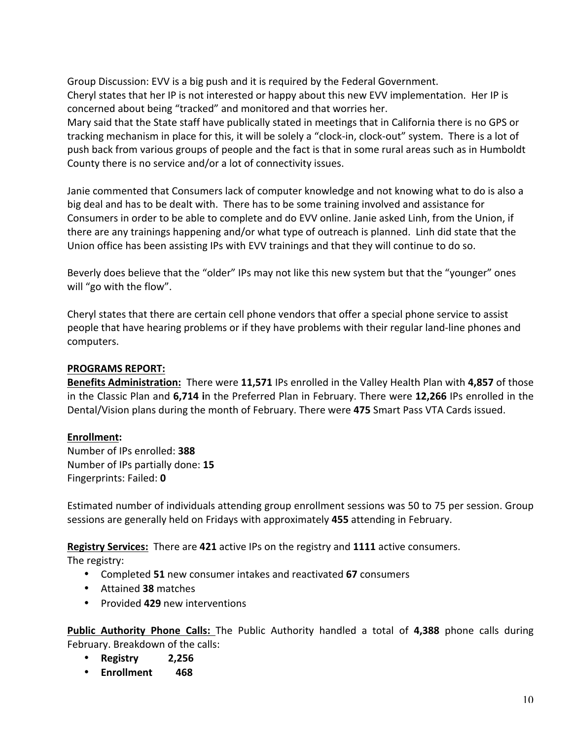Group Discussion: EVV is a big push and it is required by the Federal Government.
Cheryl states that her IP is not interested or happy about this new EVV implementation. Her IP is concerned about being "tracked" and monitored and that worries her.
Mary said that the State staff have publically stated in meetings that in California there is no GPS or tracking mechanism in place for this, it will be solely a "clock-in, clock-out" system. There is a lot of push back from various groups of people and the fact is that in some rural areas such as in Humboldt County there is no service and/or a lot of connectivity issues.

Janie commented that Consumers lack of computer knowledge and not knowing what to do is also a big deal and has to be dealt with. There has to be some training involved and assistance for Consumers in order to be able to complete and do EVV online. Janie asked Linh, from the Union, if there are any trainings happening and/or what type of outreach is planned. Linh did state that the Union office has been assisting IPs with EVV trainings and that they will continue to do so.

Beverly does believe that the "older" IPs may not like this new system but that the "younger" ones will "go with the flow".

Cheryl states that there are certain cell phone vendors that offer a special phone service to assist people that have hearing problems or if they have problems with their regular land-line phones and computers.

**PROGRAMS REPORT:**

**Benefits Administration:** There were **11,571** IPs enrolled in the Valley Health Plan with **4,857** of those in the Classic Plan and **6,714 i**n the Preferred Plan in February. There were **12,266** IPs enrolled in the Dental/Vision plans during the month of February. There were **475** Smart Pass VTA Cards issued.

**Enrollment:**
Number of IPs enrolled: **388**
Number of IPs partially done: **15**
Fingerprints: Failed: **0**

Estimated number of individuals attending group enrollment sessions was 50 to 75 per session. Group sessions are generally held on Fridays with approximately **455** attending in February.

**Registry Services:** There are **421** active IPs on the registry and **1111** active consumers.
The registry:

- Completed **51** new consumer intakes and reactivated **67** consumers
- Attained **38** matches
- Provided **429** new interventions

**Public Authority Phone Calls:** The Public Authority handled a total of **4,388** phone calls during February. Breakdown of the calls:

- **Registry 2,256**
- **Enrollment 468**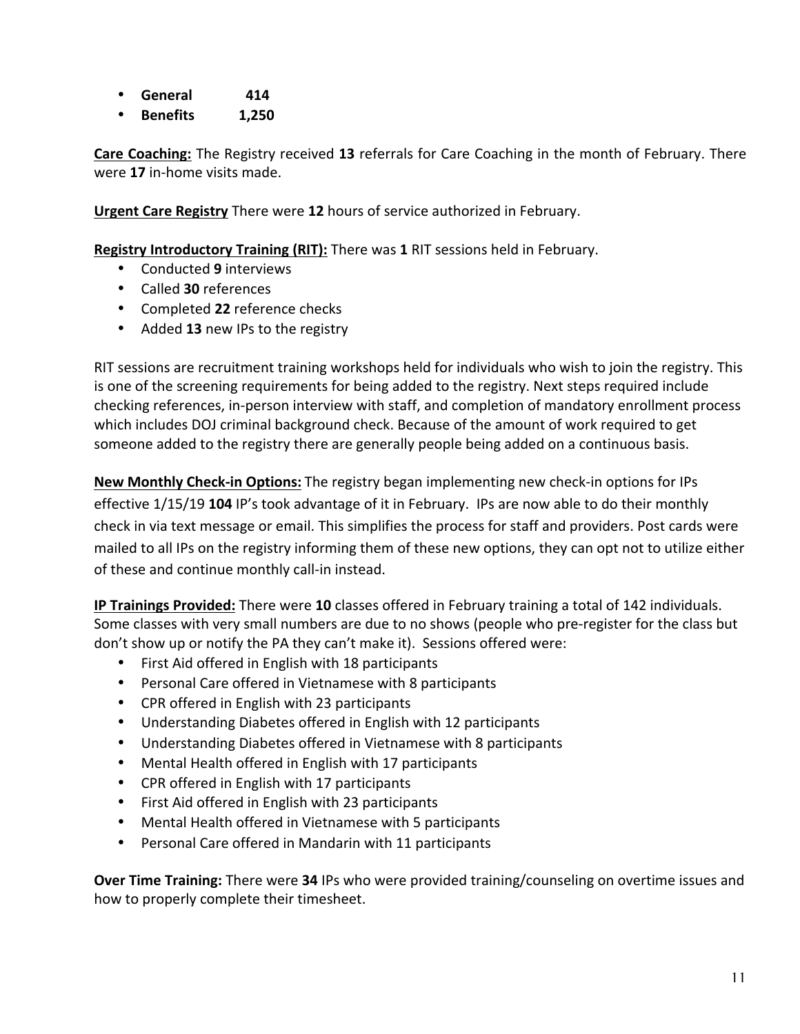- **General 414**
- **Benefits 1,250**

**Care Coaching:** The Registry received **13** referrals for Care Coaching in the month of February. There were **17** in-home visits made.

**Urgent Care Registry** There were **12** hours of service authorized in February.

**Registry Introductory Training (RIT):** There was **1** RIT sessions held in February.

- Conducted **9** interviews
- Called **30** references
- Completed **22** reference checks
- Added **13** new IPs to the registry

RIT sessions are recruitment training workshops held for individuals who wish to join the registry. This is one of the screening requirements for being added to the registry. Next steps required include checking references, in-person interview with staff, and completion of mandatory enrollment process which includes DOJ criminal background check. Because of the amount of work required to get someone added to the registry there are generally people being added on a continuous basis.

**New Monthly Check-in Options:** The registry began implementing new check-in options for IPs effective 1/15/19 **104** IP's took advantage of it in February. IPs are now able to do their monthly check in via text message or email. This simplifies the process for staff and providers. Post cards were mailed to all IPs on the registry informing them of these new options, they can opt not to utilize either of these and continue monthly call-in instead.

**IP Trainings Provided:** There were **10** classes offered in February training a total of 142 individuals. Some classes with very small numbers are due to no shows (people who pre-register for the class but don't show up or notify the PA they can't make it). Sessions offered were:

- First Aid offered in English with 18 participants
- Personal Care offered in Vietnamese with 8 participants
- CPR offered in English with 23 participants
- Understanding Diabetes offered in English with 12 participants
- Understanding Diabetes offered in Vietnamese with 8 participants
- Mental Health offered in English with 17 participants
- CPR offered in English with 17 participants
- First Aid offered in English with 23 participants
- Mental Health offered in Vietnamese with 5 participants
- Personal Care offered in Mandarin with 11 participants

**Over Time Training:** There were **34** IPs who were provided training/counseling on overtime issues and how to properly complete their timesheet.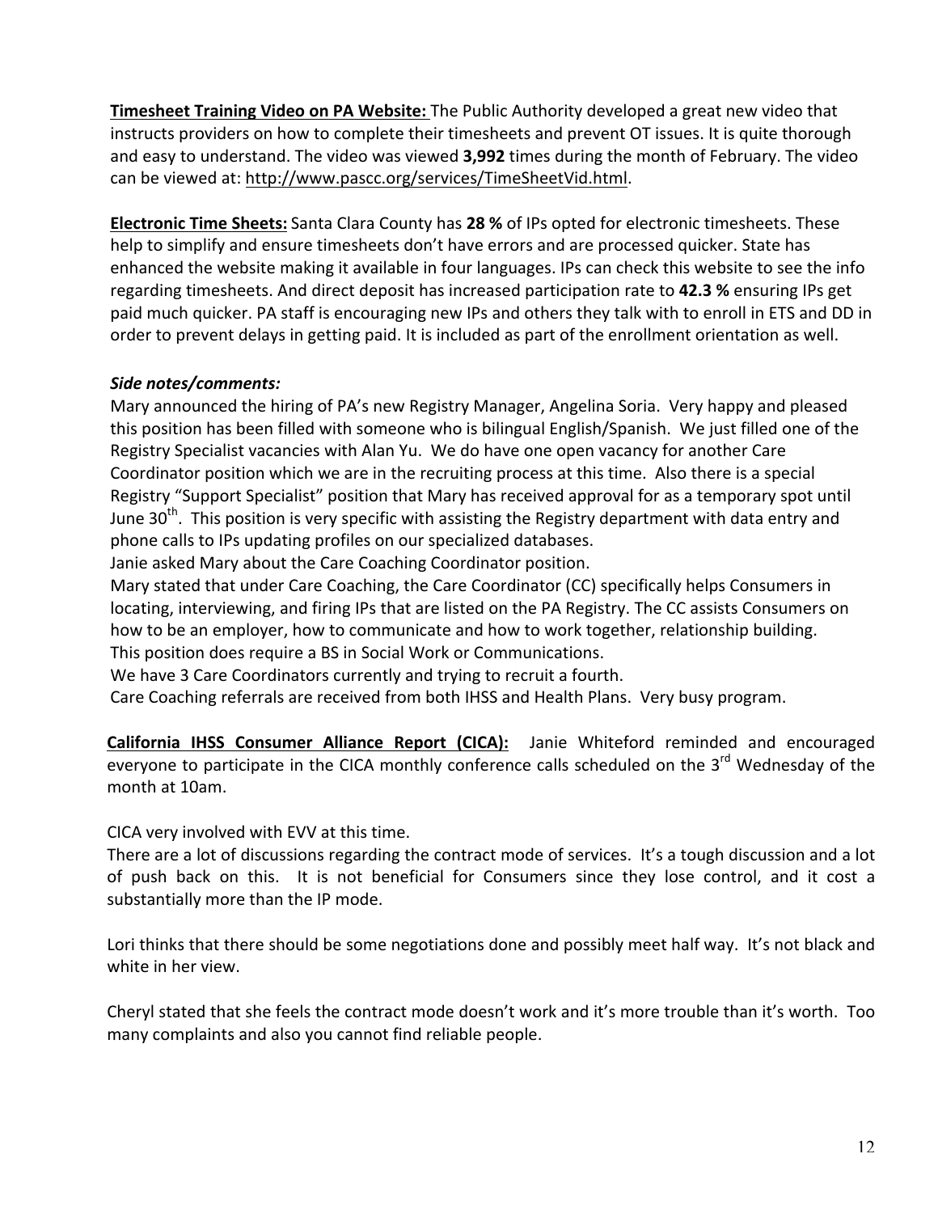**Timesheet Training Video on PA Website:** The Public Authority developed a great new video that instructs providers on how to complete their timesheets and prevent OT issues. It is quite thorough and easy to understand. The video was viewed **3,992** times during the month of February. The video can be viewed at: http://www.pascc.org/services/TimeSheetVid.html.

**Electronic Time Sheets:** Santa Clara County has **28 %** of IPs opted for electronic timesheets. These help to simplify and ensure timesheets don't have errors and are processed quicker. State has enhanced the website making it available in four languages. IPs can check this website to see the info regarding timesheets. And direct deposit has increased participation rate to **42.3 %** ensuring IPs get paid much quicker. PA staff is encouraging new IPs and others they talk with to enroll in ETS and DD in order to prevent delays in getting paid. It is included as part of the enrollment orientation as well.

***Side notes/comments:***

Mary announced the hiring of PA's new Registry Manager, Angelina Soria. Very happy and pleased this position has been filled with someone who is bilingual English/Spanish. We just filled one of the Registry Specialist vacancies with Alan Yu. We do have one open vacancy for another Care Coordinator position which we are in the recruiting process at this time. Also there is a special Registry "Support Specialist" position that Mary has received approval for as a temporary spot until June 30th. This position is very specific with assisting the Registry department with data entry and phone calls to IPs updating profiles on our specialized databases.

Janie asked Mary about the Care Coaching Coordinator position.

Mary stated that under Care Coaching, the Care Coordinator (CC) specifically helps Consumers in locating, interviewing, and firing IPs that are listed on the PA Registry. The CC assists Consumers on how to be an employer, how to communicate and how to work together, relationship building. This position does require a BS in Social Work or Communications.

We have 3 Care Coordinators currently and trying to recruit a fourth.

Care Coaching referrals are received from both IHSS and Health Plans. Very busy program.

**California IHSS Consumer Alliance Report (CICA):** Janie Whiteford reminded and encouraged everyone to participate in the CICA monthly conference calls scheduled on the 3rd Wednesday of the month at 10am.

CICA very involved with EVV at this time.

There are a lot of discussions regarding the contract mode of services. It's a tough discussion and a lot of push back on this. It is not beneficial for Consumers since they lose control, and it cost a substantially more than the IP mode.

Lori thinks that there should be some negotiations done and possibly meet half way. It's not black and white in her view.

Cheryl stated that she feels the contract mode doesn't work and it's more trouble than it's worth. Too many complaints and also you cannot find reliable people.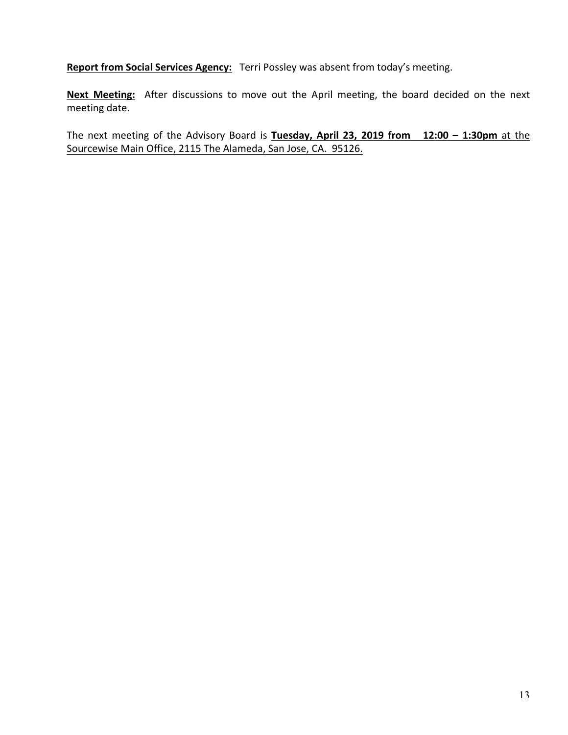**Report from Social Services Agency:** Terri Possley was absent from today's meeting.

**Next Meeting:** After discussions to move out the April meeting, the board decided on the next meeting date.

The next meeting of the Advisory Board is **Tuesday, April 23, 2019 from 12:00 – 1:30pm** at the Sourcewise Main Office, 2115 The Alameda, San Jose, CA. 95126.